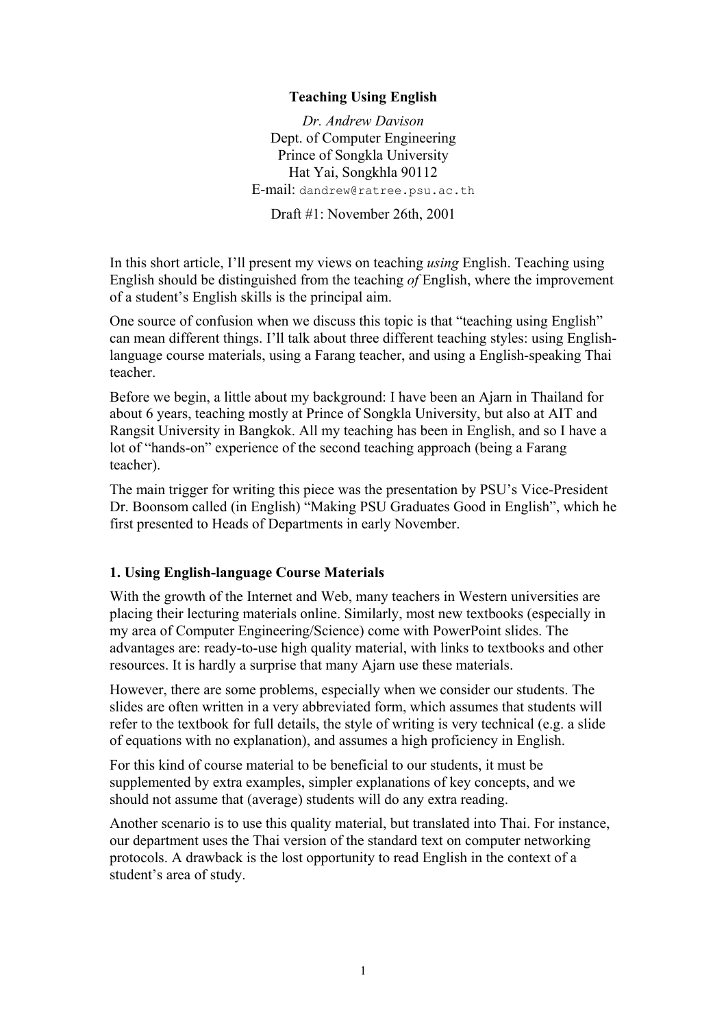# Teaching Using English

*Dr. Andrew Davison*
Dept. of Computer Engineering
Prince of Songkla University
Hat Yai, Songkhla 90112
E-mail: dandrew@ratree.psu.ac.th

Draft #1: November 26th, 2001

In this short article, I'll present my views on teaching *using* English. Teaching using English should be distinguished from the teaching *of* English, where the improvement of a student's English skills is the principal aim.

One source of confusion when we discuss this topic is that "teaching using English" can mean different things. I'll talk about three different teaching styles: using English-language course materials, using a Farang teacher, and using a English-speaking Thai teacher.

Before we begin, a little about my background: I have been an Ajarn in Thailand for about 6 years, teaching mostly at Prince of Songkla University, but also at AIT and Rangsit University in Bangkok. All my teaching has been in English, and so I have a lot of "hands-on" experience of the second teaching approach (being a Farang teacher).

The main trigger for writing this piece was the presentation by PSU's Vice-President Dr. Boonsom called (in English) "Making PSU Graduates Good in English", which he first presented to Heads of Departments in early November.

## 1. Using English-language Course Materials

With the growth of the Internet and Web, many teachers in Western universities are placing their lecturing materials online. Similarly, most new textbooks (especially in my area of Computer Engineering/Science) come with PowerPoint slides. The advantages are: ready-to-use high quality material, with links to textbooks and other resources. It is hardly a surprise that many Ajarn use these materials.

However, there are some problems, especially when we consider our students. The slides are often written in a very abbreviated form, which assumes that students will refer to the textbook for full details, the style of writing is very technical (e.g. a slide of equations with no explanation), and assumes a high proficiency in English.

For this kind of course material to be beneficial to our students, it must be supplemented by extra examples, simpler explanations of key concepts, and we should not assume that (average) students will do any extra reading.

Another scenario is to use this quality material, but translated into Thai. For instance, our department uses the Thai version of the standard text on computer networking protocols. A drawback is the lost opportunity to read English in the context of a student's area of study.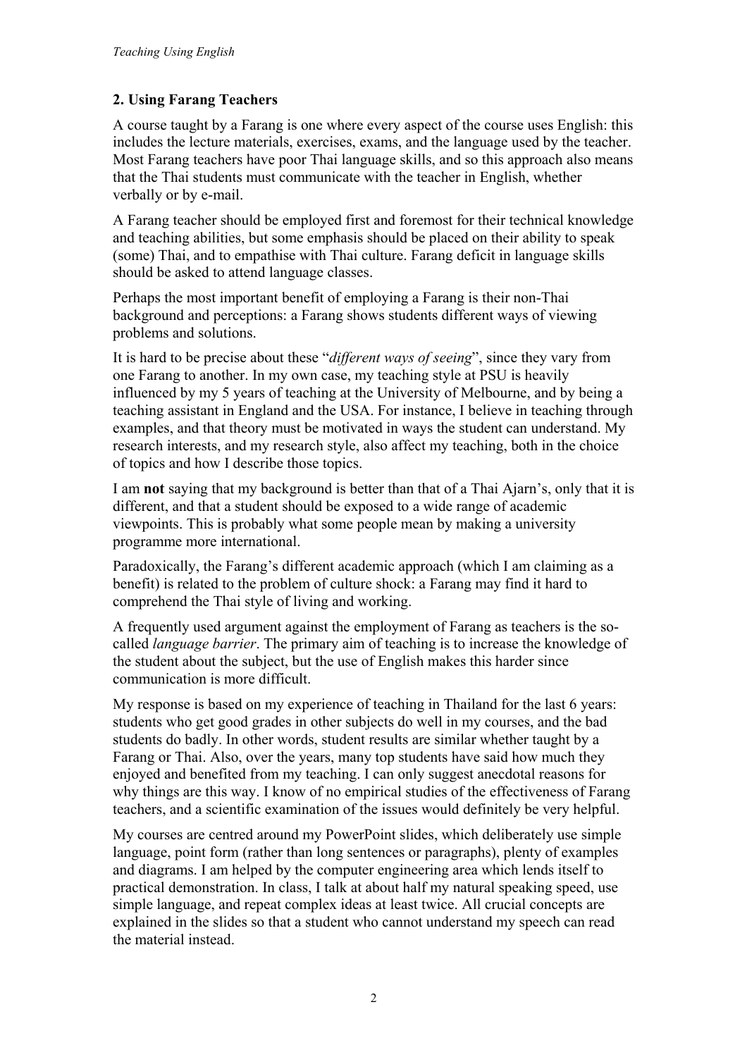## 2. Using Farang Teachers

A course taught by a Farang is one where every aspect of the course uses English: this includes the lecture materials, exercises, exams, and the language used by the teacher. Most Farang teachers have poor Thai language skills, and so this approach also means that the Thai students must communicate with the teacher in English, whether verbally or by e-mail.

A Farang teacher should be employed first and foremost for their technical knowledge and teaching abilities, but some emphasis should be placed on their ability to speak (some) Thai, and to empathise with Thai culture. Farang deficit in language skills should be asked to attend language classes.

Perhaps the most important benefit of employing a Farang is their non-Thai background and perceptions: a Farang shows students different ways of viewing problems and solutions.

It is hard to be precise about these "*different ways of seeing*", since they vary from one Farang to another. In my own case, my teaching style at PSU is heavily influenced by my 5 years of teaching at the University of Melbourne, and by being a teaching assistant in England and the USA. For instance, I believe in teaching through examples, and that theory must be motivated in ways the student can understand. My research interests, and my research style, also affect my teaching, both in the choice of topics and how I describe those topics.

I am **not** saying that my background is better than that of a Thai Ajarn's, only that it is different, and that a student should be exposed to a wide range of academic viewpoints. This is probably what some people mean by making a university programme more international.

Paradoxically, the Farang's different academic approach (which I am claiming as a benefit) is related to the problem of culture shock: a Farang may find it hard to comprehend the Thai style of living and working.

A frequently used argument against the employment of Farang as teachers is the so-called *language barrier*. The primary aim of teaching is to increase the knowledge of the student about the subject, but the use of English makes this harder since communication is more difficult.

My response is based on my experience of teaching in Thailand for the last 6 years: students who get good grades in other subjects do well in my courses, and the bad students do badly. In other words, student results are similar whether taught by a Farang or Thai. Also, over the years, many top students have said how much they enjoyed and benefited from my teaching. I can only suggest anecdotal reasons for why things are this way. I know of no empirical studies of the effectiveness of Farang teachers, and a scientific examination of the issues would definitely be very helpful.

My courses are centred around my PowerPoint slides, which deliberately use simple language, point form (rather than long sentences or paragraphs), plenty of examples and diagrams. I am helped by the computer engineering area which lends itself to practical demonstration. In class, I talk at about half my natural speaking speed, use simple language, and repeat complex ideas at least twice. All crucial concepts are explained in the slides so that a student who cannot understand my speech can read the material instead.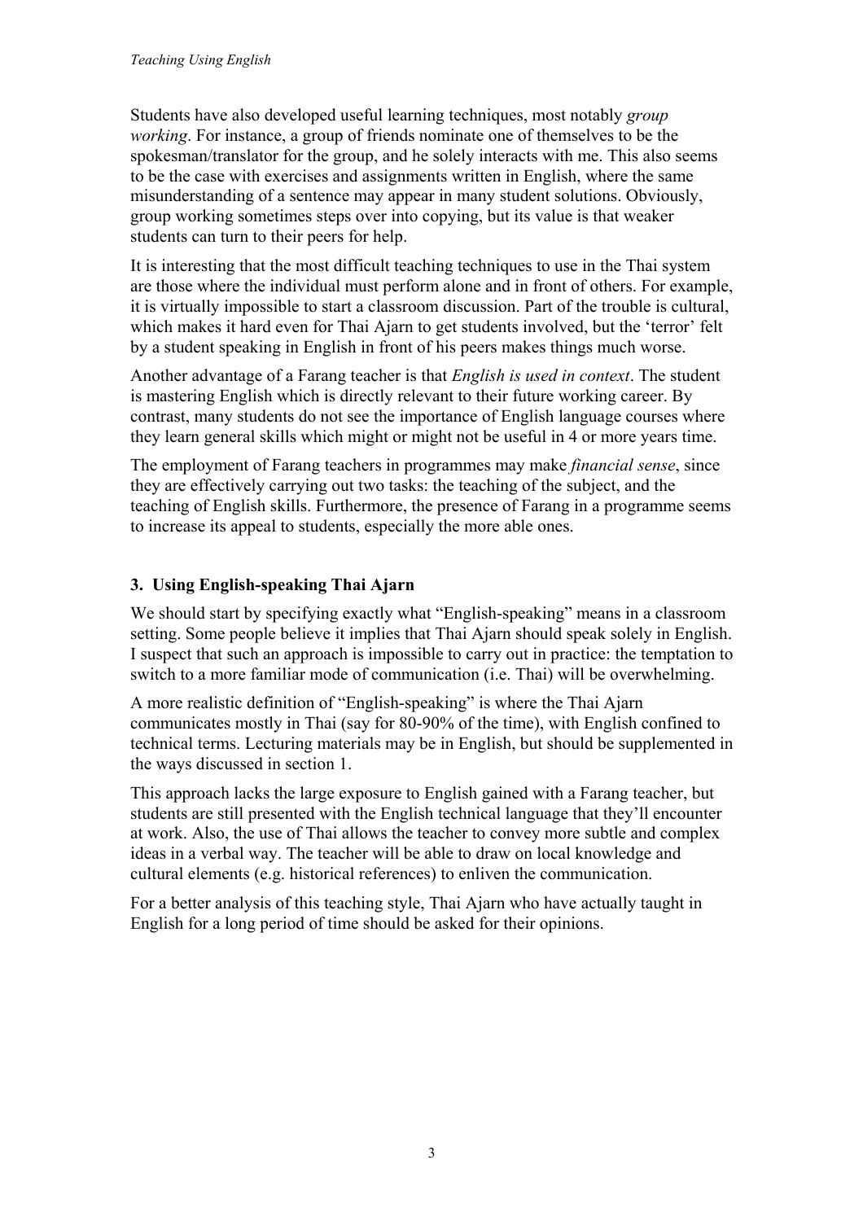Students have also developed useful learning techniques, most notably *group working*. For instance, a group of friends nominate one of themselves to be the spokesman/translator for the group, and he solely interacts with me. This also seems to be the case with exercises and assignments written in English, where the same misunderstanding of a sentence may appear in many student solutions. Obviously, group working sometimes steps over into copying, but its value is that weaker students can turn to their peers for help.

It is interesting that the most difficult teaching techniques to use in the Thai system are those where the individual must perform alone and in front of others. For example, it is virtually impossible to start a classroom discussion. Part of the trouble is cultural, which makes it hard even for Thai Ajarn to get students involved, but the 'terror' felt by a student speaking in English in front of his peers makes things much worse.

Another advantage of a Farang teacher is that *English is used in context*. The student is mastering English which is directly relevant to their future working career. By contrast, many students do not see the importance of English language courses where they learn general skills which might or might not be useful in 4 or more years time.

The employment of Farang teachers in programmes may make *financial sense*, since they are effectively carrying out two tasks: the teaching of the subject, and the teaching of English skills. Furthermore, the presence of Farang in a programme seems to increase its appeal to students, especially the more able ones.

### 3. Using English-speaking Thai Ajarn

We should start by specifying exactly what "English-speaking" means in a classroom setting. Some people believe it implies that Thai Ajarn should speak solely in English. I suspect that such an approach is impossible to carry out in practice: the temptation to switch to a more familiar mode of communication (i.e. Thai) will be overwhelming.

A more realistic definition of "English-speaking" is where the Thai Ajarn communicates mostly in Thai (say for 80-90% of the time), with English confined to technical terms. Lecturing materials may be in English, but should be supplemented in the ways discussed in section 1.

This approach lacks the large exposure to English gained with a Farang teacher, but students are still presented with the English technical language that they'll encounter at work. Also, the use of Thai allows the teacher to convey more subtle and complex ideas in a verbal way. The teacher will be able to draw on local knowledge and cultural elements (e.g. historical references) to enliven the communication.

For a better analysis of this teaching style, Thai Ajarn who have actually taught in English for a long period of time should be asked for their opinions.